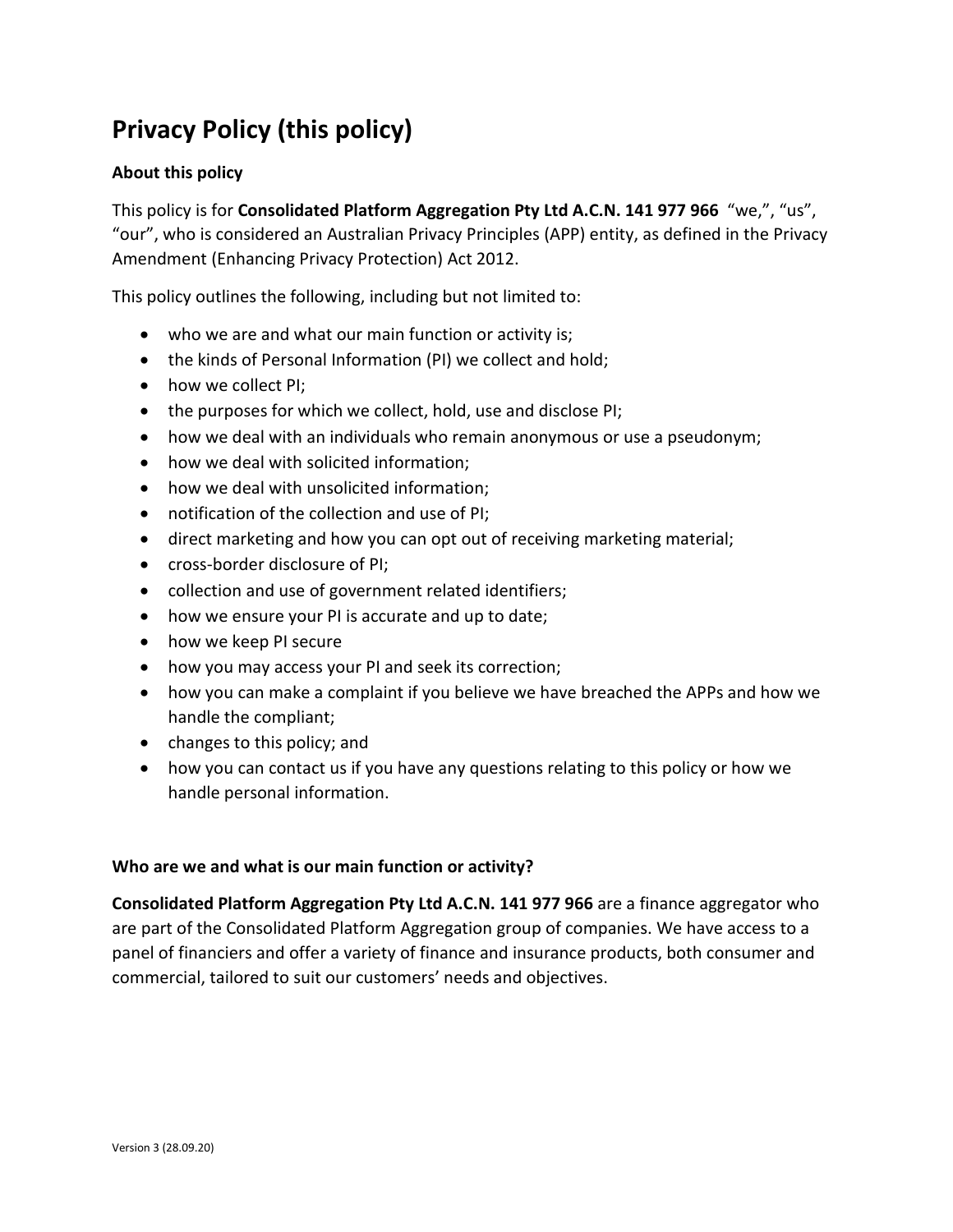# Privacy Policy (this policy)

### About this policy

This policy is for **Consolidated Platform Aggregation Pty Ltd A.C.N. 141 977 966** "we,", "us", "our", who is considered an Australian Privacy Principles (APP) entity, as defined in the Privacy Amendment (Enhancing Privacy Protection) Act 2012.

This policy outlines the following, including but not limited to:

- who we are and what our main function or activity is;
- the kinds of Personal Information (PI) we collect and hold;
- how we collect PI;
- the purposes for which we collect, hold, use and disclose PI;
- how we deal with an individuals who remain anonymous or use a pseudonym;
- how we deal with solicited information;
- how we deal with unsolicited information;
- notification of the collection and use of PI;
- direct marketing and how you can opt out of receiving marketing material;
- cross-border disclosure of PI;
- collection and use of government related identifiers;
- how we ensure your PI is accurate and up to date;
- how we keep PI secure
- how you may access your PI and seek its correction;
- how you can make a complaint if you believe we have breached the APPs and how we handle the compliant;
- changes to this policy; and
- how you can contact us if you have any questions relating to this policy or how we handle personal information.

### Who are we and what is our main function or activity?

**Consolidated Platform Aggregation Pty Ltd A.C.N. 141 977 966** are a finance aggregator who are part of the Consolidated Platform Aggregation group of companies. We have access to a panel of financiers and offer a variety of finance and insurance products, both consumer and commercial, tailored to suit our customers' needs and objectives.

Version 3 (28.09.20)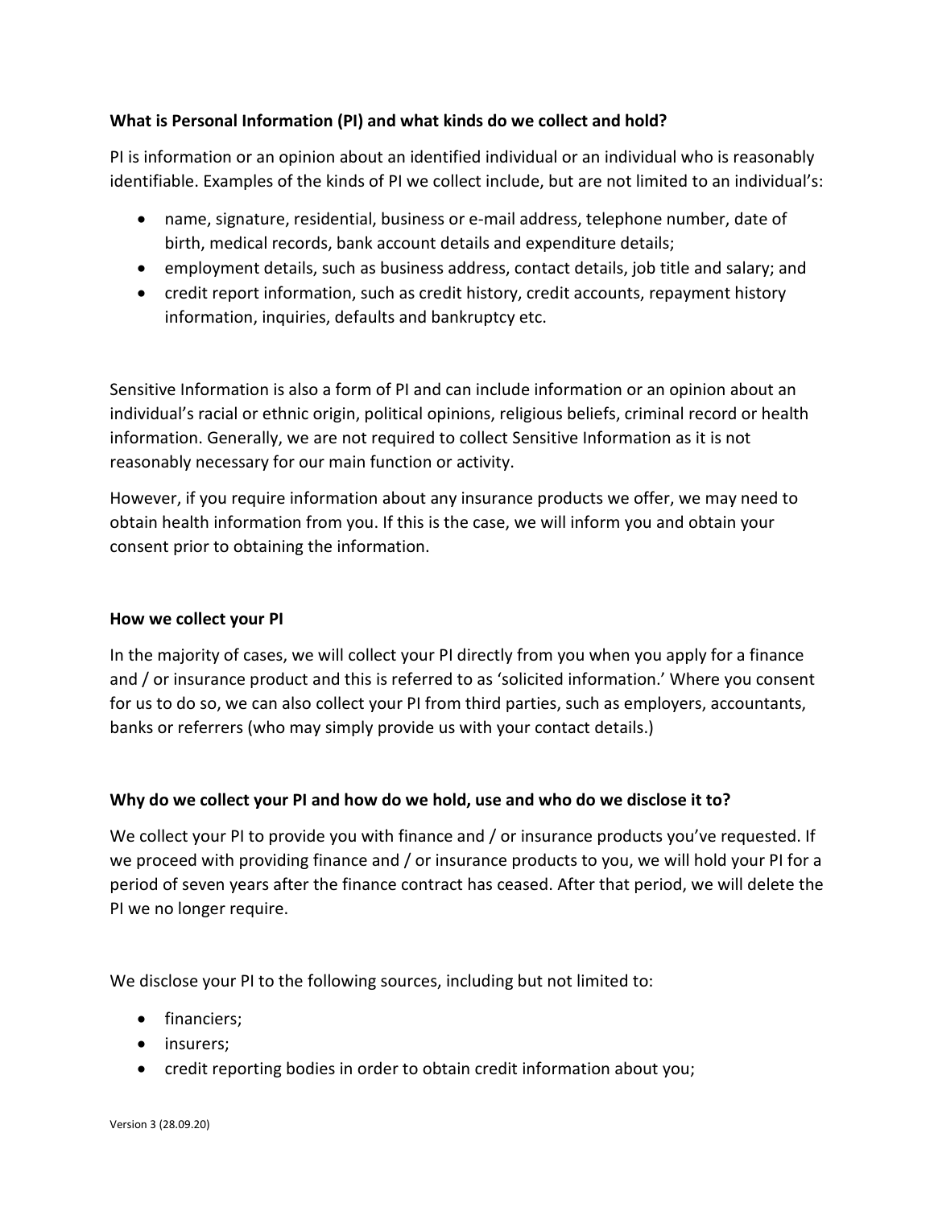**What is Personal Information (PI) and what kinds do we collect and hold?**

PI is information or an opinion about an identified individual or an individual who is reasonably identifiable. Examples of the kinds of PI we collect include, but are not limited to an individual's:

- name, signature, residential, business or e-mail address, telephone number, date of birth, medical records, bank account details and expenditure details;
- employment details, such as business address, contact details, job title and salary; and
- credit report information, such as credit history, credit accounts, repayment history information, inquiries, defaults and bankruptcy etc.

Sensitive Information is also a form of PI and can include information or an opinion about an individual's racial or ethnic origin, political opinions, religious beliefs, criminal record or health information. Generally, we are not required to collect Sensitive Information as it is not reasonably necessary for our main function or activity.

However, if you require information about any insurance products we offer, we may need to obtain health information from you. If this is the case, we will inform you and obtain your consent prior to obtaining the information.

**How we collect your PI**

In the majority of cases, we will collect your PI directly from you when you apply for a finance and / or insurance product and this is referred to as 'solicited information.' Where you consent for us to do so, we can also collect your PI from third parties, such as employers, accountants, banks or referrers (who may simply provide us with your contact details.)

**Why do we collect your PI and how do we hold, use and who do we disclose it to?**

We collect your PI to provide you with finance and / or insurance products you've requested. If we proceed with providing finance and / or insurance products to you, we will hold your PI for a period of seven years after the finance contract has ceased. After that period, we will delete the PI we no longer require.

We disclose your PI to the following sources, including but not limited to:

- financiers;
- insurers;
- credit reporting bodies in order to obtain credit information about you;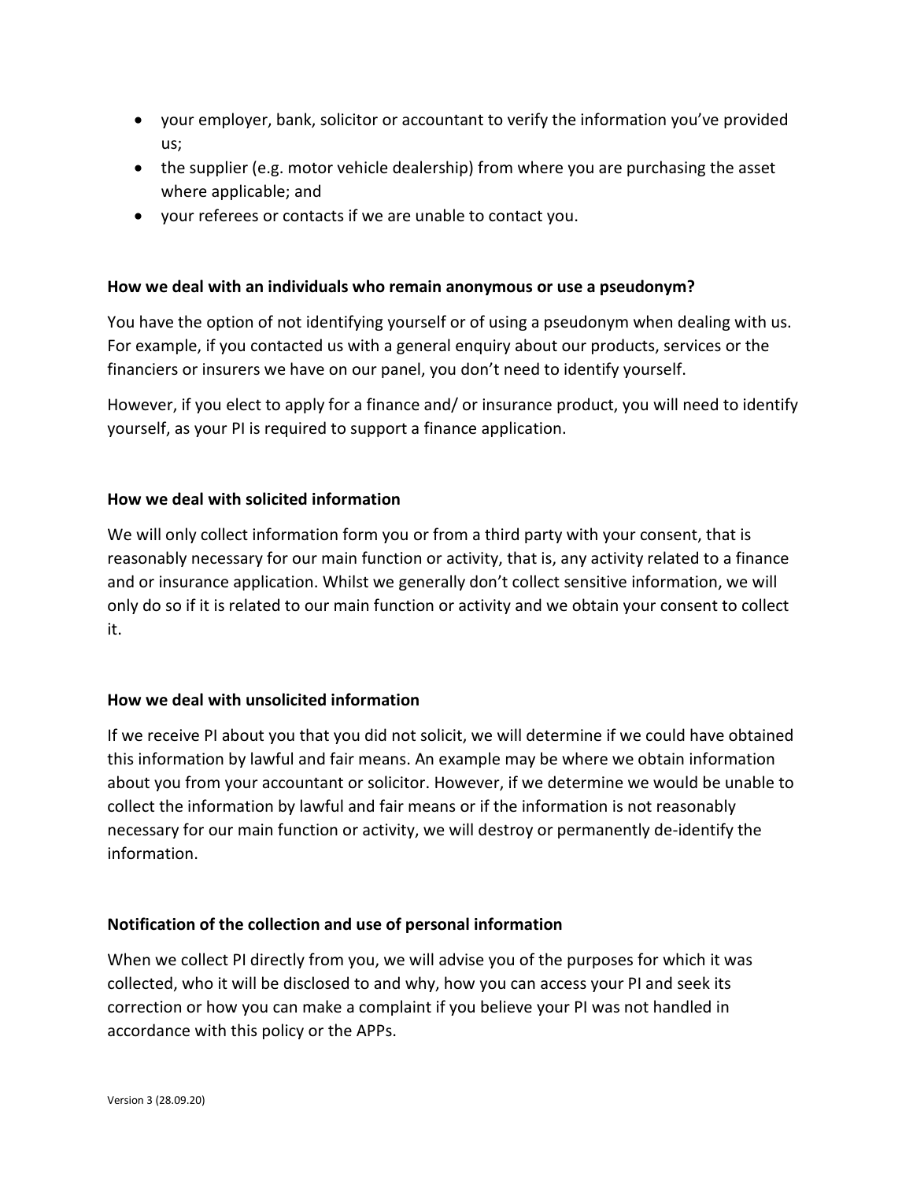- your employer, bank, solicitor or accountant to verify the information you've provided us;
- the supplier (e.g. motor vehicle dealership) from where you are purchasing the asset where applicable; and
- your referees or contacts if we are unable to contact you.

**How we deal with an individuals who remain anonymous or use a pseudonym?**

You have the option of not identifying yourself or of using a pseudonym when dealing with us. For example, if you contacted us with a general enquiry about our products, services or the financiers or insurers we have on our panel, you don't need to identify yourself.

However, if you elect to apply for a finance and/ or insurance product, you will need to identify yourself, as your PI is required to support a finance application.

**How we deal with solicited information**

We will only collect information form you or from a third party with your consent, that is reasonably necessary for our main function or activity, that is, any activity related to a finance and or insurance application. Whilst we generally don't collect sensitive information, we will only do so if it is related to our main function or activity and we obtain your consent to collect it.

**How we deal with unsolicited information**

If we receive PI about you that you did not solicit, we will determine if we could have obtained this information by lawful and fair means. An example may be where we obtain information about you from your accountant or solicitor. However, if we determine we would be unable to collect the information by lawful and fair means or if the information is not reasonably necessary for our main function or activity, we will destroy or permanently de-identify the information.

**Notification of the collection and use of personal information**

When we collect PI directly from you, we will advise you of the purposes for which it was collected, who it will be disclosed to and why, how you can access your PI and seek its correction or how you can make a complaint if you believe your PI was not handled in accordance with this policy or the APPs.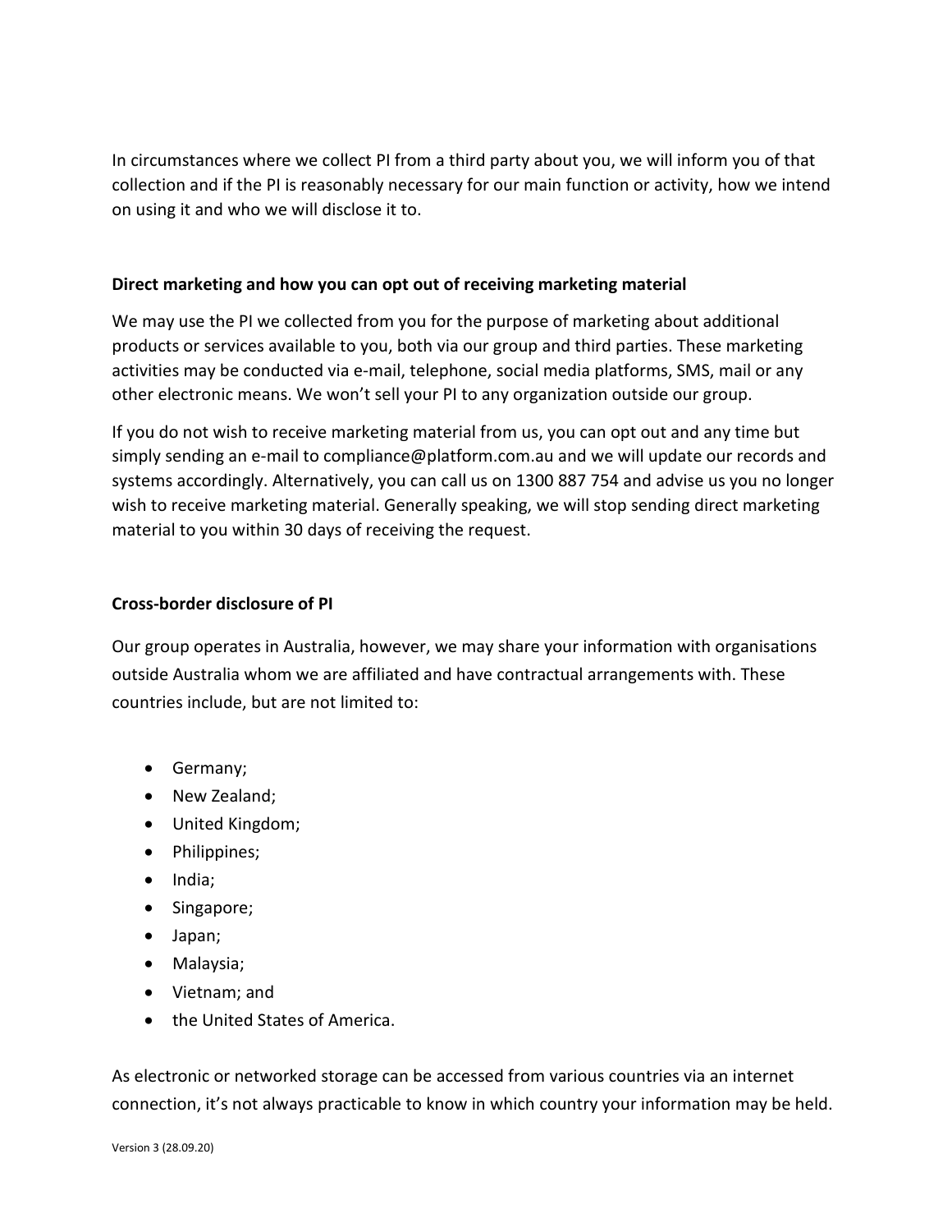In circumstances where we collect PI from a third party about you, we will inform you of that collection and if the PI is reasonably necessary for our main function or activity, how we intend on using it and who we will disclose it to.

**Direct marketing and how you can opt out of receiving marketing material**

We may use the PI we collected from you for the purpose of marketing about additional products or services available to you, both via our group and third parties. These marketing activities may be conducted via e-mail, telephone, social media platforms, SMS, mail or any other electronic means. We won't sell your PI to any organization outside our group.

If you do not wish to receive marketing material from us, you can opt out and any time but simply sending an e-mail to compliance@platform.com.au and we will update our records and systems accordingly. Alternatively, you can call us on 1300 887 754 and advise us you no longer wish to receive marketing material. Generally speaking, we will stop sending direct marketing material to you within 30 days of receiving the request.

**Cross-border disclosure of PI**

Our group operates in Australia, however, we may share your information with organisations outside Australia whom we are affiliated and have contractual arrangements with. These countries include, but are not limited to:

- Germany;
- New Zealand;
- United Kingdom;
- Philippines;
- India;
- Singapore;
- Japan;
- Malaysia;
- Vietnam; and
- the United States of America.

As electronic or networked storage can be accessed from various countries via an internet connection, it's not always practicable to know in which country your information may be held.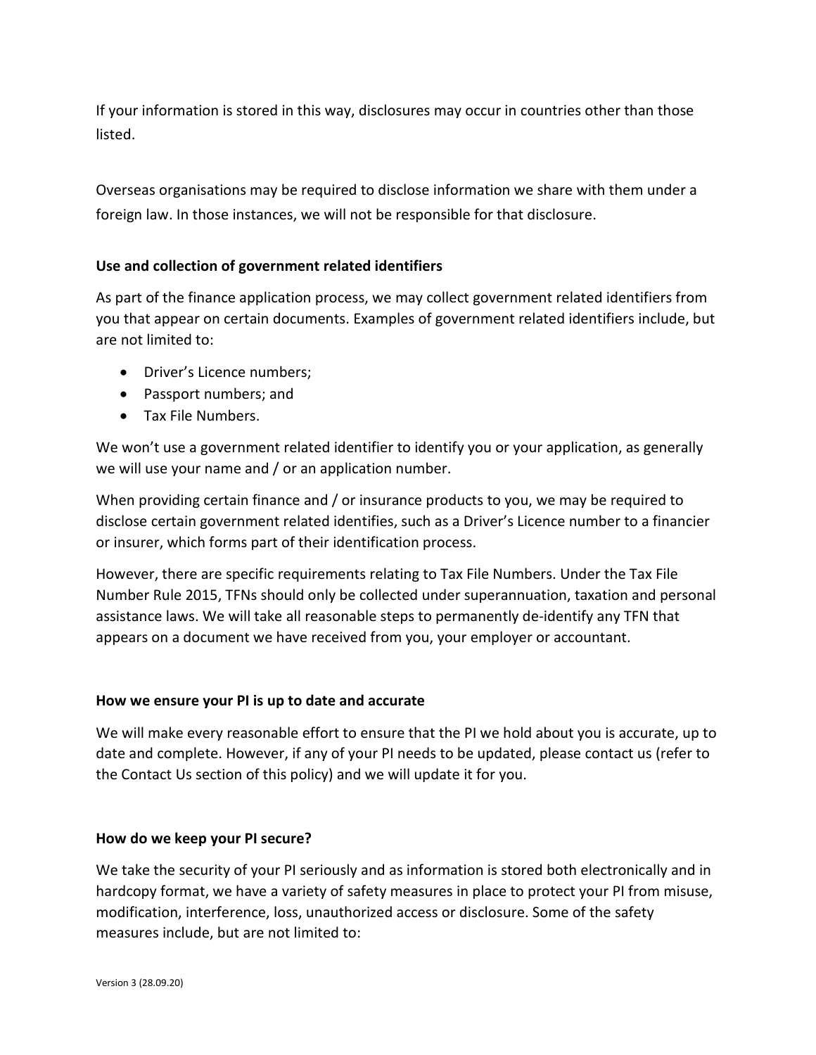If your information is stored in this way, disclosures may occur in countries other than those listed.

Overseas organisations may be required to disclose information we share with them under a foreign law. In those instances, we will not be responsible for that disclosure.

**Use and collection of government related identifiers**

As part of the finance application process, we may collect government related identifiers from you that appear on certain documents. Examples of government related identifiers include, but are not limited to:

- Driver's Licence numbers;
- Passport numbers; and
- Tax File Numbers.

We won't use a government related identifier to identify you or your application, as generally we will use your name and / or an application number.

When providing certain finance and / or insurance products to you, we may be required to disclose certain government related identifies, such as a Driver's Licence number to a financier or insurer, which forms part of their identification process.

However, there are specific requirements relating to Tax File Numbers. Under the Tax File Number Rule 2015, TFNs should only be collected under superannuation, taxation and personal assistance laws. We will take all reasonable steps to permanently de-identify any TFN that appears on a document we have received from you, your employer or accountant.

**How we ensure your PI is up to date and accurate**

We will make every reasonable effort to ensure that the PI we hold about you is accurate, up to date and complete. However, if any of your PI needs to be updated, please contact us (refer to the Contact Us section of this policy) and we will update it for you.

**How do we keep your PI secure?**

We take the security of your PI seriously and as information is stored both electronically and in hardcopy format, we have a variety of safety measures in place to protect your PI from misuse, modification, interference, loss, unauthorized access or disclosure. Some of the safety measures include, but are not limited to: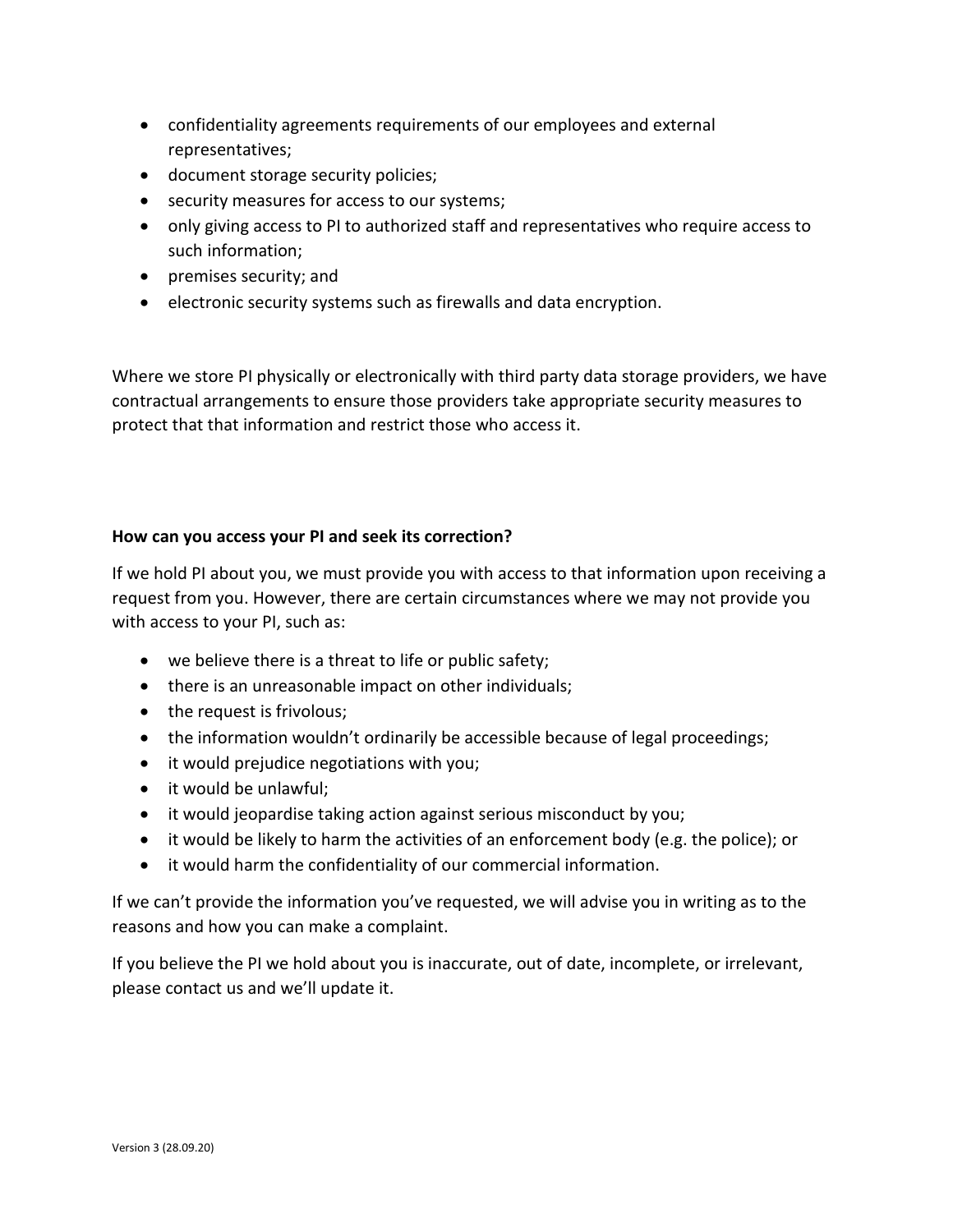- confidentiality agreements requirements of our employees and external representatives;
- document storage security policies;
- security measures for access to our systems;
- only giving access to PI to authorized staff and representatives who require access to such information;
- premises security; and
- electronic security systems such as firewalls and data encryption.

Where we store PI physically or electronically with third party data storage providers, we have contractual arrangements to ensure those providers take appropriate security measures to protect that that information and restrict those who access it.

**How can you access your PI and seek its correction?**

If we hold PI about you, we must provide you with access to that information upon receiving a request from you. However, there are certain circumstances where we may not provide you with access to your PI, such as:

- we believe there is a threat to life or public safety;
- there is an unreasonable impact on other individuals;
- the request is frivolous;
- the information wouldn't ordinarily be accessible because of legal proceedings;
- it would prejudice negotiations with you;
- it would be unlawful;
- it would jeopardise taking action against serious misconduct by you;
- it would be likely to harm the activities of an enforcement body (e.g. the police); or
- it would harm the confidentiality of our commercial information.

If we can't provide the information you've requested, we will advise you in writing as to the reasons and how you can make a complaint.

If you believe the PI we hold about you is inaccurate, out of date, incomplete, or irrelevant, please contact us and we'll update it.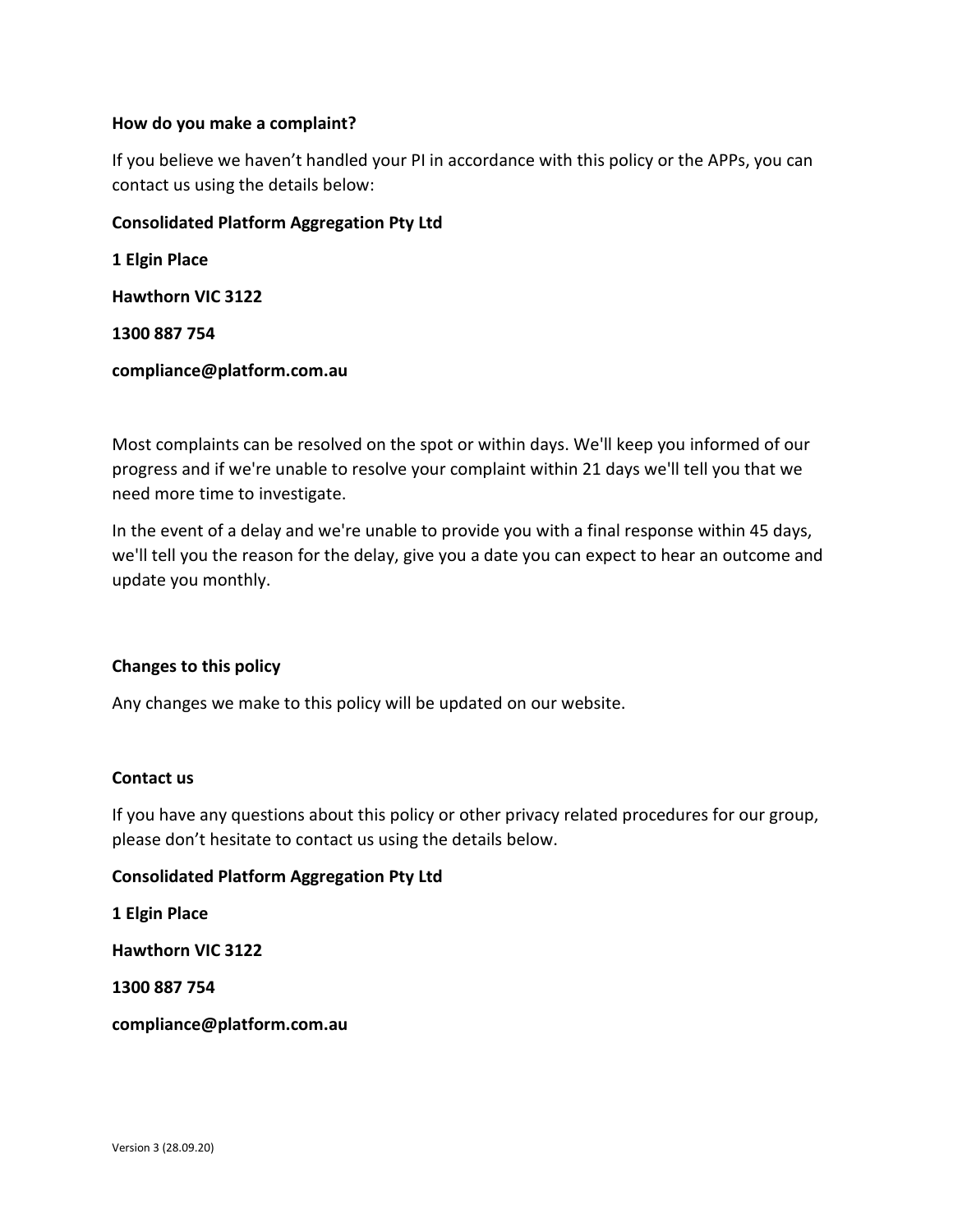**How do you make a complaint?**

If you believe we haven't handled your PI in accordance with this policy or the APPs, you can contact us using the details below:

**Consolidated Platform Aggregation Pty Ltd**

**1 Elgin Place**

**Hawthorn VIC 3122**

**1300 887 754**

**compliance@platform.com.au**

Most complaints can be resolved on the spot or within days. We'll keep you informed of our progress and if we're unable to resolve your complaint within 21 days we'll tell you that we need more time to investigate.

In the event of a delay and we're unable to provide you with a final response within 45 days, we'll tell you the reason for the delay, give you a date you can expect to hear an outcome and update you monthly.

**Changes to this policy**

Any changes we make to this policy will be updated on our website.

**Contact us**

If you have any questions about this policy or other privacy related procedures for our group, please don't hesitate to contact us using the details below.

**Consolidated Platform Aggregation Pty Ltd**

**1 Elgin Place**

**Hawthorn VIC 3122**

**1300 887 754**

**compliance@platform.com.au**

Version 3 (28.09.20)